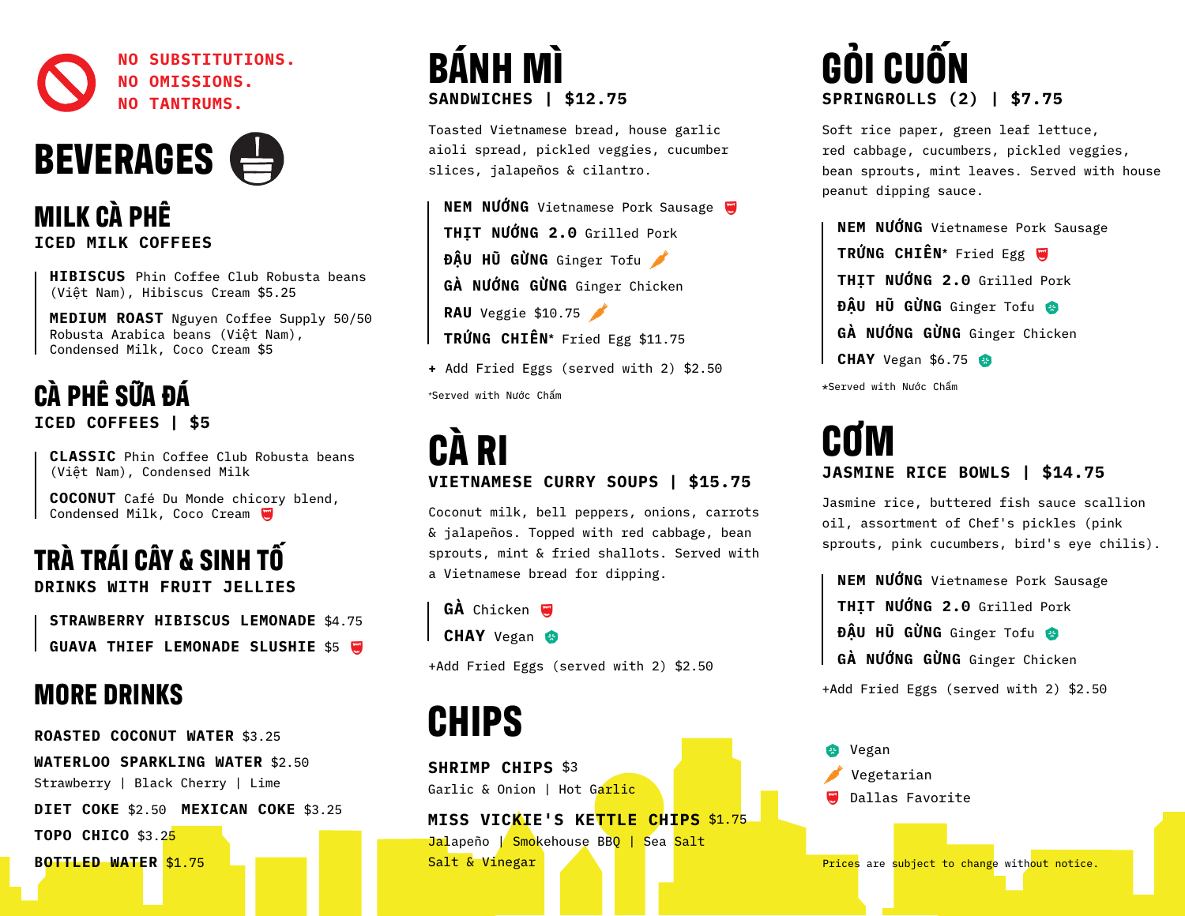NO SUBSTITUTIONS.
NO OMISSIONS.
NO TANTRUMS.

# BEVERAGES

## MILK CÀ PHÊ

### ICED MILK COFFEES

**HIBISCUS** Phin Coffee Club Robusta beans (Việt Nam), Hibiscus Cream $5.25

**MEDIUM ROAST** Nguyen Coffee Supply 50/50 Robusta Arabica beans (Việt Nam), Condensed Milk, Coco Cream $5

## CÀ PHÊ SỮA ĐÁ

### ICED COFFEES | $5

**CLASSIC** Phin Coffee Club Robusta beans (Việt Nam), Condensed Milk

**COCONUT** Café Du Monde chicory blend, Condensed Milk, Coco Cream (Dallas Favorite)

## TRÀ TRÁI CÂY & SINH TỐ

### DRINKS WITH FRUIT JELLIES

**STRAWBERRY HIBISCUS LEMONADE** $4.75

**GUAVA THIEF LEMONADE SLUSHIE** $5 (Dallas Favorite)

## MORE DRINKS

**ROASTED COCONUT WATER** $3.25

**WATERLOO SPARKLING WATER** $2.50
Strawberry | Black Cherry | Lime

**DIET COKE** $2.50 **MEXICAN COKE** $3.25

**TOPO CHICO** $3.25

**BOTTLED WATER** $1.75

# BÁNH MÌ

### SANDWICHES | $12.75

Toasted Vietnamese bread, house garlic aioli spread, pickled veggies, cucumber slices, jalapeños & cilantro.

**NEM NƯỚNG** Vietnamese Pork Sausage (Dallas Favorite)

**THỊT NƯỚNG 2.0** Grilled Pork

**ĐẬU HŨ GỪNG** Ginger Tofu (Vegetarian)

**GÀ NƯỚNG GỪNG** Ginger Chicken

**RAU** Veggie $10.75 (Vegetarian)

**TRỨNG CHIÊN*** Fried Egg $11.75

\+ Add Fried Eggs (served with 2) $2.50

*Served with Nước Chấm

# CÀ RI

### VIETNAMESE CURRY SOUPS | $15.75

Coconut milk, bell peppers, onions, carrots & jalapeños. Topped with red cabbage, bean sprouts, mint & fried shallots. Served with a Vietnamese bread for dipping.

**GÀ** Chicken (Dallas Favorite)

**CHAY** Vegan (Vegan)

+Add Fried Eggs (served with 2) $2.50

# CHIPS

**SHRIMP CHIPS** $3
Garlic & Onion | Hot Garlic

**MISS VICKIE'S KETTLE CHIPS** $1.75
Jalapeño | Smokehouse BBQ | Sea Salt
Salt & Vinegar

# GỎI CUỐN

### SPRINGROLLS (2) | $7.75

Soft rice paper, green leaf lettuce, red cabbage, cucumbers, pickled veggies, bean sprouts, mint leaves. Served with house peanut dipping sauce.

**NEM NƯỚNG** Vietnamese Pork Sausage

**TRỨNG CHIÊN*** Fried Egg (Dallas Favorite)

**THỊT NƯỚNG 2.0** Grilled Pork

**ĐẬU HŨ GỪNG** Ginger Tofu (Vegan)

**GÀ NƯỚNG GỪNG** Ginger Chicken

**CHAY** Vegan $6.75 (Vegan)

*Served with Nước Chấm

# CƠM

### JASMINE RICE BOWLS | $14.75

Jasmine rice, buttered fish sauce scallion oil, assortment of Chef's pickles (pink sprouts, pink cucumbers, bird's eye chilis).

**NEM NƯỚNG** Vietnamese Pork Sausage

**THỊT NƯỚNG 2.0** Grilled Pork

**ĐẬU HŨ GỪNG** Ginger Tofu (Vegan)

**GÀ NƯỚNG GỪNG** Ginger Chicken

+Add Fried Eggs (served with 2) $2.50

Vegan
Vegetarian
Dallas Favorite

Prices are subject to change without notice.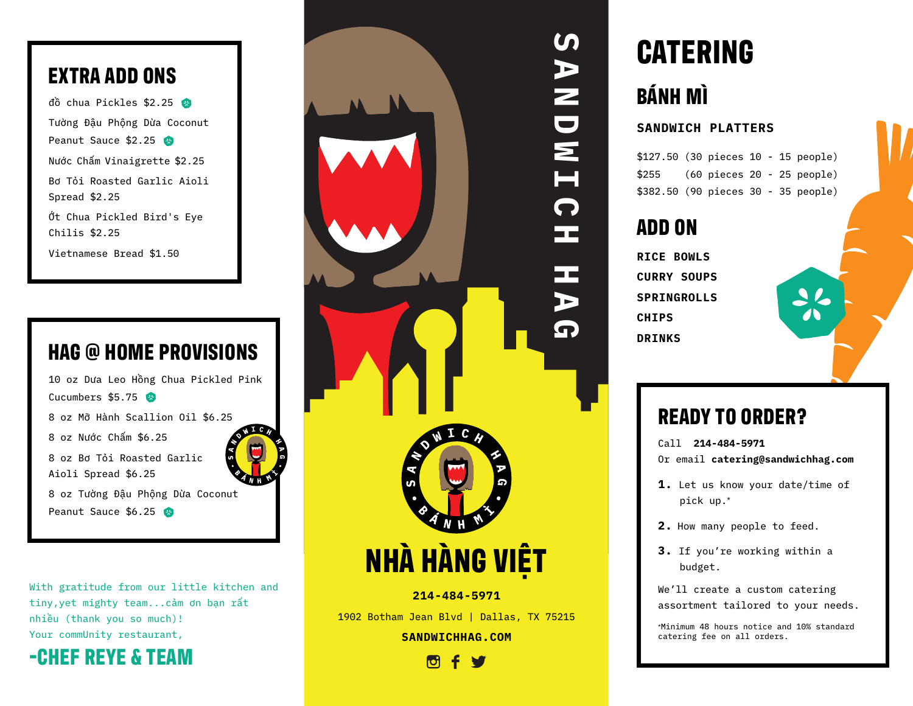## EXTRA ADD ONS

đồ chua Pickles $2.25

Tương Đậu Phộng Dừa Coconut Peanut Sauce $2.25

Nước Chấm Vinaigrette $2.25

Bơ Tỏi Roasted Garlic Aioli Spread $2.25

Ớt Chua Pickled Bird's Eye Chilis $2.25

Vietnamese Bread $1.50

## HAG @ HOME PROVISIONS

10 oz Dưa Leo Hồng Chua Pickled Pink Cucumbers $5.75

8 oz Mỡ Hành Scallion Oil $6.25

8 oz Nước Chấm $6.25

8 oz Bơ Tỏi Roasted Garlic Aioli Spread $6.25

8 oz Tương Đậu Phộng Dừa Coconut Peanut Sauce $6.25

With gratitude from our little kitchen and tiny,yet mighty team...cảm ơn bạn rất nhiều (thank you so much)!
Your commUnity restaurant,

**-CHEF REYE & TEAM**

SANDWICH HAG

SANDWICH HAG BÁNH MÌ

# NHÀ HÀNG VIỆT

**214-484-5971**

1902 Botham Jean Blvd | Dallas, TX 75215

**SANDWICHHAG.COM**

# CATERING

## BÁNH MÌ

**SANDWICH PLATTERS**

$127.50 (30 pieces 10 - 15 people)
$255 (60 pieces 20 - 25 people)
$382.50 (90 pieces 30 - 35 people)

## ADD ON

**RICE BOWLS**
**CURRY SOUPS**
**SPRINGROLLS**
**CHIPS**
**DRINKS**

## READY TO ORDER?

Call **214-484-5971**
Or email **catering@sandwichhag.com**

1. Let us know your date/time of pick up.*
2. How many people to feed.
3. If you're working within a budget.

We'll create a custom catering assortment tailored to your needs.

*Minimum 48 hours notice and 10% standard catering fee on all orders.